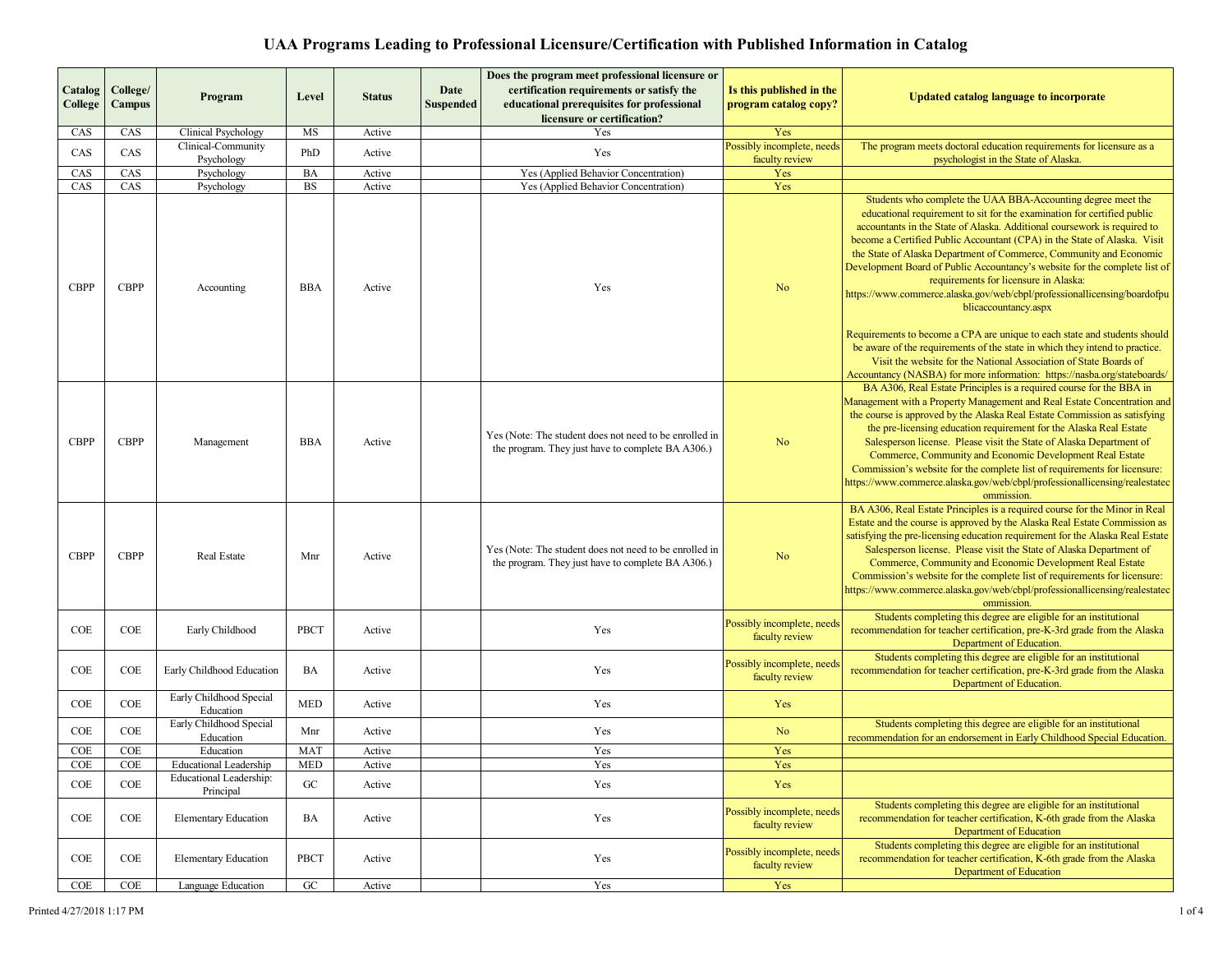# UAA Programs Leading to Professional Licensure/Certification with Published Information in Catalog

| Catalog College | College/ Campus | Program | Level | Status | Date Suspended | Does the program meet professional licensure or certification requirements or satisfy the educational prerequisites for professional licensure or certification? | Is this published in the program catalog copy? | Updated catalog language to incorporate |
|---|---|---|---|---|---|---|---|---|
| CAS | CAS | Clinical Psychology | MS | Active | | Yes | Yes | |
| CAS | CAS | Clinical-Community Psychology | PhD | Active | | Yes | Possibly incomplete, needs faculty review | The program meets doctoral education requirements for licensure as a psychologist in the State of Alaska. |
| CAS | CAS | Psychology | BA | Active | | Yes (Applied Behavior Concentration) | Yes | |
| CAS | CAS | Psychology | BS | Active | | Yes (Applied Behavior Concentration) | Yes | |
| CBPP | CBPP | Accounting | BBA | Active | | Yes | No | Students who complete the UAA BBA-Accounting degree meet the educational requirement to sit for the examination for certified public accountants in the State of Alaska. Additional coursework is required to become a Certified Public Accountant (CPA) in the State of Alaska. Visit the State of Alaska Department of Commerce, Community and Economic Development Board of Public Accountancy's website for the complete list of requirements for licensure in Alaska: https://www.commerce.alaska.gov/web/cbpl/professionallicensing/boardofpublicaccountancy.aspx<br><br>Requirements to become a CPA are unique to each state and students should be aware of the requirements of the state in which they intend to practice. Visit the website for the National Association of State Boards of Accountancy (NASBA) for more information: https://nasba.org/stateboards/ |
| CBPP | CBPP | Management | BBA | Active | | Yes (Note: The student does not need to be enrolled in the program. They just have to complete BA A306.) | No | BA A306, Real Estate Principles is a required course for the BBA in Management with a Property Management and Real Estate Concentration and the course is approved by the Alaska Real Estate Commission as satisfying the pre-licensing education requirement for the Alaska Real Estate Salesperson license. Please visit the State of Alaska Department of Commerce, Community and Economic Development Real Estate Commission's website for the complete list of requirements for licensure: https://www.commerce.alaska.gov/web/cbpl/professionallicensing/realestatecommission. |
| CBPP | CBPP | Real Estate | Mnr | Active | | Yes (Note: The student does not need to be enrolled in the program. They just have to complete BA A306.) | No | BA A306, Real Estate Principles is a required course for the Minor in Real Estate and the course is approved by the Alaska Real Estate Commission as satisfying the pre-licensing education requirement for the Alaska Real Estate Salesperson license. Please visit the State of Alaska Department of Commerce, Community and Economic Development Real Estate Commission's website for the complete list of requirements for licensure: https://www.commerce.alaska.gov/web/cbpl/professionallicensing/realestatecommission. |
| COE | COE | Early Childhood | PBCT | Active | | Yes | Possibly incomplete, needs faculty review | Students completing this degree are eligible for an institutional recommendation for teacher certification, pre-K-3rd grade from the Alaska Department of Education. |
| COE | COE | Early Childhood Education | BA | Active | | Yes | Possibly incomplete, needs faculty review | Students completing this degree are eligible for an institutional recommendation for teacher certification, pre-K-3rd grade from the Alaska Department of Education. |
| COE | COE | Early Childhood Special Education | MED | Active | | Yes | Yes | |
| COE | COE | Early Childhood Special Education | Mnr | Active | | Yes | No | Students completing this degree are eligible for an institutional recommendation for an endorsement in Early Childhood Special Education. |
| COE | COE | Education | MAT | Active | | Yes | Yes | |
| COE | COE | Educational Leadership | MED | Active | | Yes | Yes | |
| COE | COE | Educational Leadership: Principal | GC | Active | | Yes | Yes | |
| COE | COE | Elementary Education | BA | Active | | Yes | Possibly incomplete, needs faculty review | Students completing this degree are eligible for an institutional recommendation for teacher certification, K-6th grade from the Alaska Department of Education |
| COE | COE | Elementary Education | PBCT | Active | | Yes | Possibly incomplete, needs faculty review | Students completing this degree are eligible for an institutional recommendation for teacher certification, K-6th grade from the Alaska Department of Education |
| COE | COE | Language Education | GC | Active | | Yes | Yes | |

Printed 4/27/2018 1:17 PM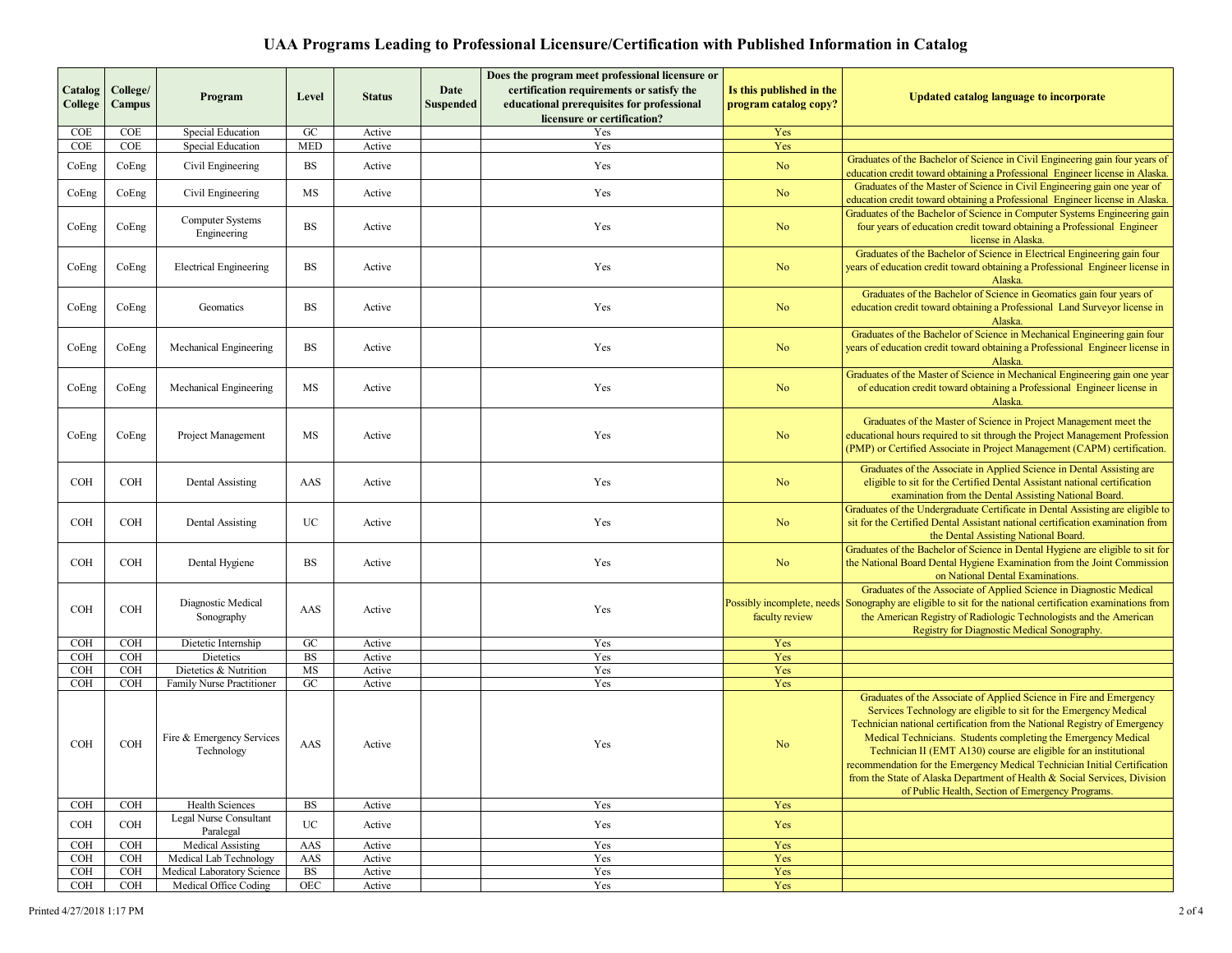# UAA Programs Leading to Professional Licensure/Certification with Published Information in Catalog

| Catalog College | College/ Campus | Program | Level | Status | Date Suspended | Does the program meet professional licensure or certification requirements or satisfy the educational prerequisites for professional licensure or certification? | Is this published in the program catalog copy? | Updated catalog language to incorporate |
|---|---|---|---|---|---|---|---|---|
| COE | COE | Special Education | GC | Active | | Yes | Yes | |
| COE | COE | Special Education | MED | Active | | Yes | Yes | |
| CoEng | CoEng | Civil Engineering | BS | Active | | Yes | No | Graduates of the Bachelor of Science in Civil Engineering gain four years of education credit toward obtaining a Professional Engineer license in Alaska. |
| CoEng | CoEng | Civil Engineering | MS | Active | | Yes | No | Graduates of the Master of Science in Civil Engineering gain one year of education credit toward obtaining a Professional Engineer license in Alaska. |
| CoEng | CoEng | Computer Systems Engineering | BS | Active | | Yes | No | Graduates of the Bachelor of Science in Computer Systems Engineering gain four years of education credit toward obtaining a Professional Engineer license in Alaska. |
| CoEng | CoEng | Electrical Engineering | BS | Active | | Yes | No | Graduates of the Bachelor of Science in Electrical Engineering gain four years of education credit toward obtaining a Professional Engineer license in Alaska. |
| CoEng | CoEng | Geomatics | BS | Active | | Yes | No | Graduates of the Bachelor of Science in Geomatics gain four years of education credit toward obtaining a Professional Land Surveyor license in Alaska. |
| CoEng | CoEng | Mechanical Engineering | BS | Active | | Yes | No | Graduates of the Bachelor of Science in Mechanical Engineering gain four years of education credit toward obtaining a Professional Engineer license in Alaska. |
| CoEng | CoEng | Mechanical Engineering | MS | Active | | Yes | No | Graduates of the Master of Science in Mechanical Engineering gain one year of education credit toward obtaining a Professional Engineer license in Alaska. |
| CoEng | CoEng | Project Management | MS | Active | | Yes | No | Graduates of the Master of Science in Project Management meet the educational hours required to sit through the Project Management Profession (PMP) or Certified Associate in Project Management (CAPM) certification. |
| COH | COH | Dental Assisting | AAS | Active | | Yes | No | Graduates of the Associate in Applied Science in Dental Assisting are eligible to sit for the Certified Dental Assistant national certification examination from the Dental Assisting National Board. |
| COH | COH | Dental Assisting | UC | Active | | Yes | No | Graduates of the Undergraduate Certificate in Dental Assisting are eligible to sit for the Certified Dental Assistant national certification examination from the Dental Assisting National Board. |
| COH | COH | Dental Hygiene | BS | Active | | Yes | No | Graduates of the Bachelor of Science in Dental Hygiene are eligible to sit for the National Board Dental Hygiene Examination from the Joint Commission on National Dental Examinations. |
| COH | COH | Diagnostic Medical Sonography | AAS | Active | | Yes | Possibly incomplete, needs faculty review | Graduates of the Associate of Applied Science in Diagnostic Medical Sonography are eligible to sit for the national certification examinations from the American Registry of Radiologic Technologists and the American Registry for Diagnostic Medical Sonography. |
| COH | COH | Dietetic Internship | GC | Active | | Yes | Yes | |
| COH | COH | Dietetics | BS | Active | | Yes | Yes | |
| COH | COH | Dietetics & Nutrition | MS | Active | | Yes | Yes | |
| COH | COH | Family Nurse Practitioner | GC | Active | | Yes | Yes | |
| COH | COH | Fire & Emergency Services Technology | AAS | Active | | Yes | No | Graduates of the Associate of Applied Science in Fire and Emergency Services Technology are eligible to sit for the Emergency Medical Technician national certification from the National Registry of Emergency Medical Technicians. Students completing the Emergency Medical Technician II (EMT A130) course are eligible for an institutional recommendation for the Emergency Medical Technician Initial Certification from the State of Alaska Department of Health & Social Services, Division of Public Health, Section of Emergency Programs. |
| COH | COH | Health Sciences | BS | Active | | Yes | Yes | |
| COH | COH | Legal Nurse Consultant Paralegal | UC | Active | | Yes | Yes | |
| COH | COH | Medical Assisting | AAS | Active | | Yes | Yes | |
| COH | COH | Medical Lab Technology | AAS | Active | | Yes | Yes | |
| COH | COH | Medical Laboratory Science | BS | Active | | Yes | Yes | |
| COH | COH | Medical Office Coding | OEC | Active | | Yes | Yes | |

Printed 4/27/2018 1:17 PM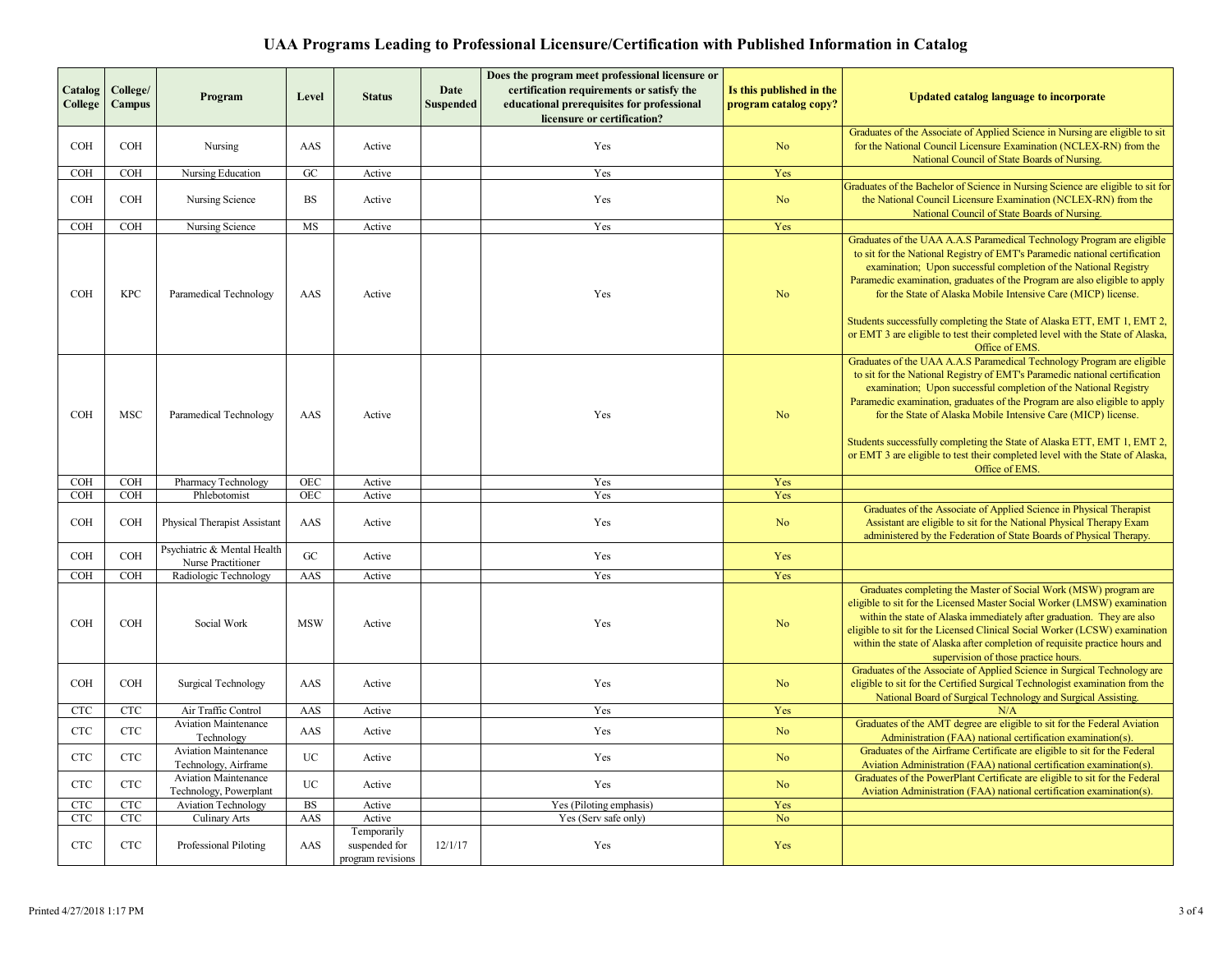# UAA Programs Leading to Professional Licensure/Certification with Published Information in Catalog

| Catalog College | College/ Campus | Program | Level | Status | Date Suspended | Does the program meet professional licensure or certification requirements or satisfy the educational prerequisites for professional licensure or certification? | Is this published in the program catalog copy? | Updated catalog language to incorporate |
|---|---|---|---|---|---|---|---|---|
| COH | COH | Nursing | AAS | Active | | Yes | No | Graduates of the Associate of Applied Science in Nursing are eligible to sit for the National Council Licensure Examination (NCLEX-RN) from the National Council of State Boards of Nursing. |
| COH | COH | Nursing Education | GC | Active | | Yes | Yes | |
| COH | COH | Nursing Science | BS | Active | | Yes | No | Graduates of the Bachelor of Science in Nursing Science are eligible to sit for the National Council Licensure Examination (NCLEX-RN) from the National Council of State Boards of Nursing. |
| COH | COH | Nursing Science | MS | Active | | Yes | Yes | |
| COH | KPC | Paramedical Technology | AAS | Active | | Yes | No | Graduates of the UAA A.A.S Paramedical Technology Program are eligible to sit for the National Registry of EMT's Paramedic national certification examination; Upon successful completion of the National Registry Paramedic examination, graduates of the Program are also eligible to apply for the State of Alaska Mobile Intensive Care (MICP) license.<br><br>Students successfully completing the State of Alaska ETT, EMT 1, EMT 2, or EMT 3 are eligible to test their completed level with the State of Alaska, Office of EMS. |
| COH | MSC | Paramedical Technology | AAS | Active | | Yes | No | Graduates of the UAA A.A.S Paramedical Technology Program are eligible to sit for the National Registry of EMT's Paramedic national certification examination; Upon successful completion of the National Registry Paramedic examination, graduates of the Program are also eligible to apply for the State of Alaska Mobile Intensive Care (MICP) license.<br><br>Students successfully completing the State of Alaska ETT, EMT 1, EMT 2, or EMT 3 are eligible to test their completed level with the State of Alaska, Office of EMS. |
| COH | COH | Pharmacy Technology | OEC | Active | | Yes | Yes | |
| COH | COH | Phlebotomist | OEC | Active | | Yes | Yes | |
| COH | COH | Physical Therapist Assistant | AAS | Active | | Yes | No | Graduates of the Associate of Applied Science in Physical Therapist Assistant are eligible to sit for the National Physical Therapy Exam administered by the Federation of State Boards of Physical Therapy. |
| COH | COH | Psychiatric & Mental Health Nurse Practitioner | GC | Active | | Yes | Yes | |
| COH | COH | Radiologic Technology | AAS | Active | | Yes | Yes | |
| COH | COH | Social Work | MSW | Active | | Yes | No | Graduates completing the Master of Social Work (MSW) program are eligible to sit for the Licensed Master Social Worker (LMSW) examination within the state of Alaska immediately after graduation. They are also eligible to sit for the Licensed Clinical Social Worker (LCSW) examination within the state of Alaska after completion of requisite practice hours and supervision of those practice hours. |
| COH | COH | Surgical Technology | AAS | Active | | Yes | No | Graduates of the Associate of Applied Science in Surgical Technology are eligible to sit for the Certified Surgical Technologist examination from the National Board of Surgical Technology and Surgical Assisting. |
| CTC | CTC | Air Traffic Control | AAS | Active | | Yes | Yes | N/A |
| CTC | CTC | Aviation Maintenance Technology | AAS | Active | | Yes | No | Graduates of the AMT degree are eligible to sit for the Federal Aviation Administration (FAA) national certification examination(s). |
| CTC | CTC | Aviation Maintenance Technology, Airframe | UC | Active | | Yes | No | Graduates of the Airframe Certificate are eligible to sit for the Federal Aviation Administration (FAA) national certification examination(s). |
| CTC | CTC | Aviation Maintenance Technology, Powerplant | UC | Active | | Yes | No | Graduates of the PowerPlant Certificate are eligible to sit for the Federal Aviation Administration (FAA) national certification examination(s). |
| CTC | CTC | Aviation Technology | BS | Active | | Yes (Piloting emphasis) | Yes | |
| CTC | CTC | Culinary Arts | AAS | Active | | Yes (Serv safe only) | No | |
| CTC | CTC | Professional Piloting | AAS | Temporarily suspended for program revisions | 12/1/17 | Yes | Yes | |

Printed 4/27/2018 1:17 PM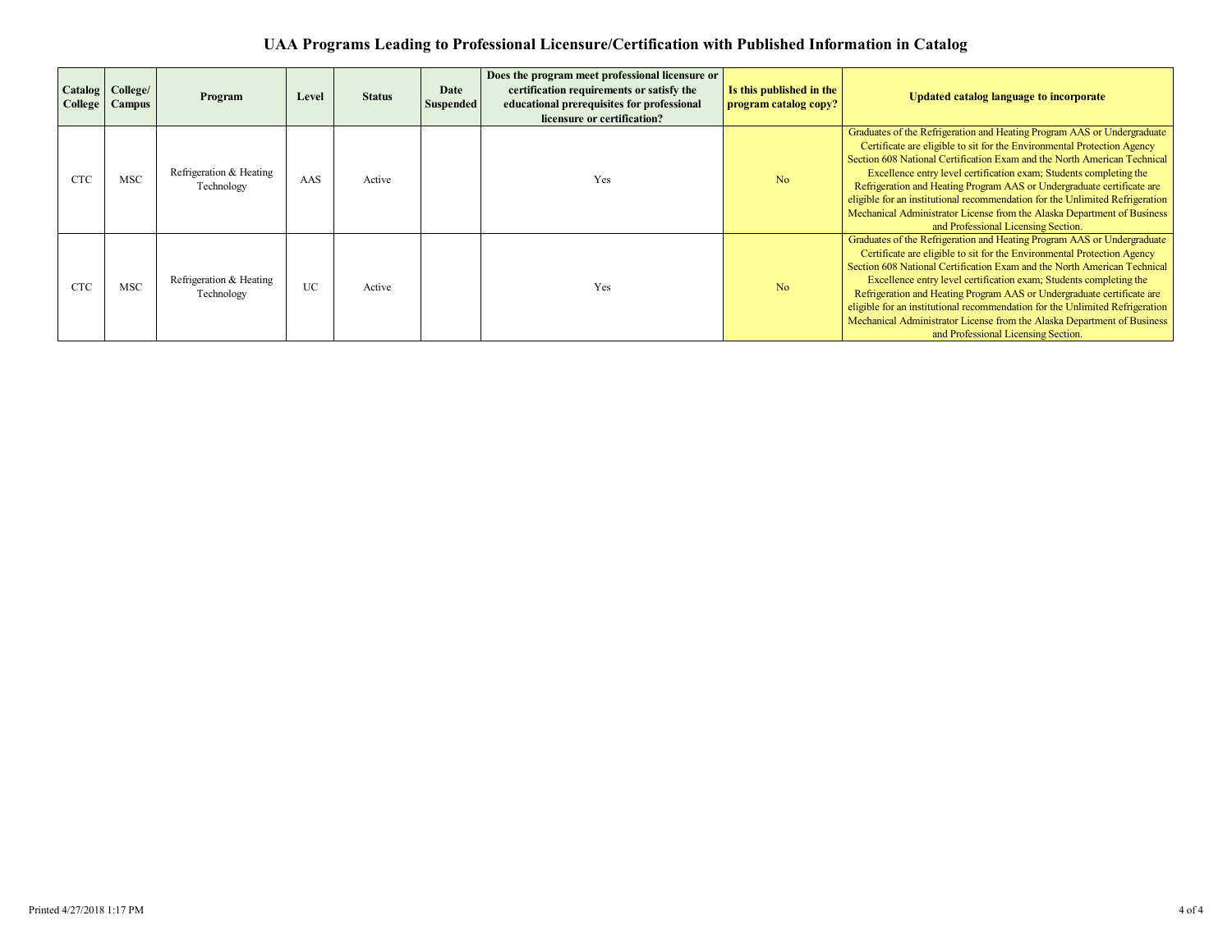# UAA Programs Leading to Professional Licensure/Certification with Published Information in Catalog

| Catalog College | College/ Campus | Program | Level | Status | Date Suspended | Does the program meet professional licensure or certification requirements or satisfy the educational prerequisites for professional licensure or certification? | Is this published in the program catalog copy? | Updated catalog language to incorporate |
|---|---|---|---|---|---|---|---|---|
| CTC | MSC | Refrigeration & Heating Technology | AAS | Active | | Yes | No | Graduates of the Refrigeration and Heating Program AAS or Undergraduate Certificate are eligible to sit for the Environmental Protection Agency Section 608 National Certification Exam and the North American Technical Excellence entry level certification exam; Students completing the Refrigeration and Heating Program AAS or Undergraduate certificate are eligible for an institutional recommendation for the Unlimited Refrigeration Mechanical Administrator License from the Alaska Department of Business and Professional Licensing Section. |
| CTC | MSC | Refrigeration & Heating Technology | UC | Active | | Yes | No | Graduates of the Refrigeration and Heating Program AAS or Undergraduate Certificate are eligible to sit for the Environmental Protection Agency Section 608 National Certification Exam and the North American Technical Excellence entry level certification exam; Students completing the Refrigeration and Heating Program AAS or Undergraduate certificate are eligible for an institutional recommendation for the Unlimited Refrigeration Mechanical Administrator License from the Alaska Department of Business and Professional Licensing Section. |

Printed 4/27/2018 1:17 PM